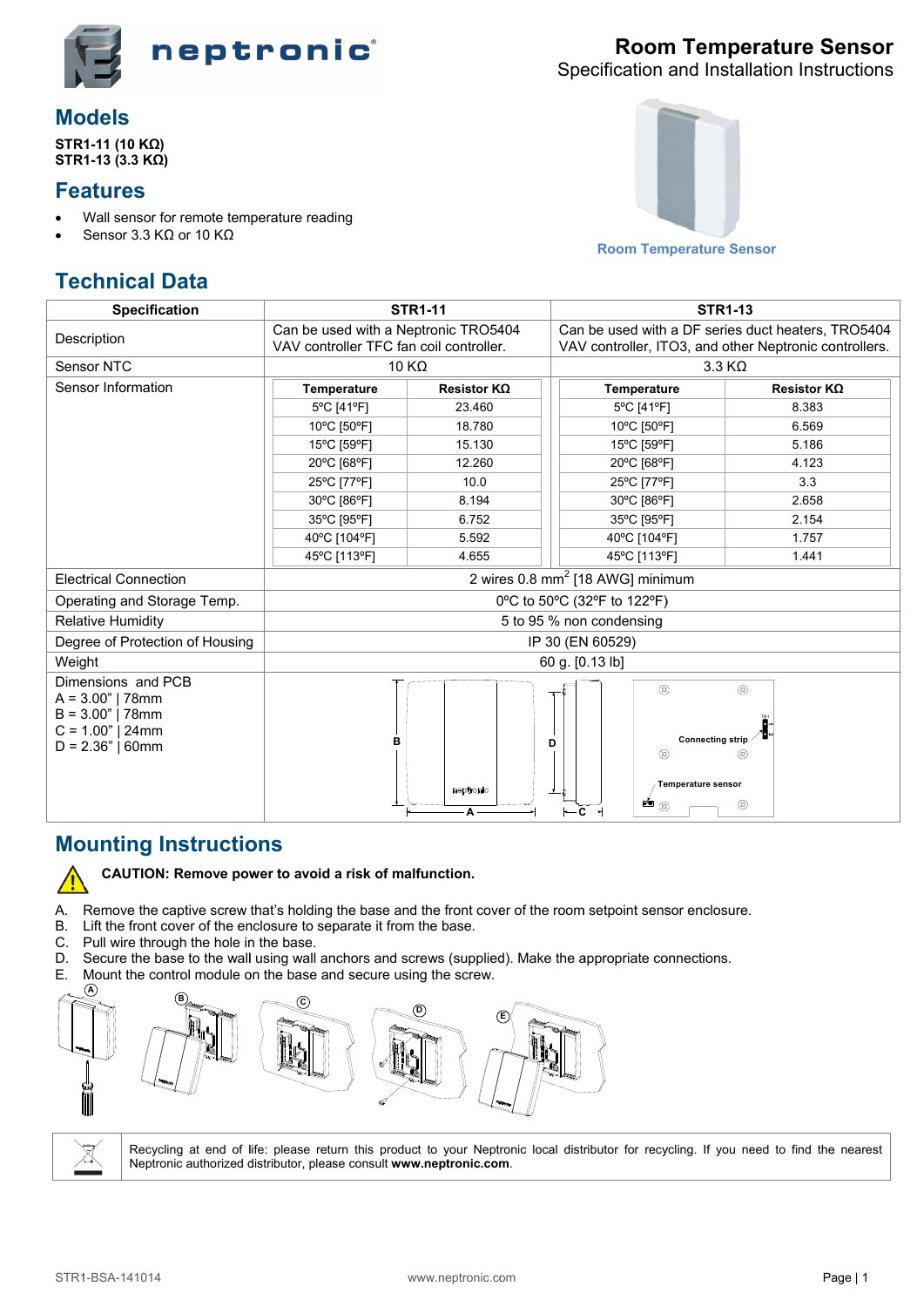# Room Temperature Sensor

Specification and Installation Instructions

## Models

**STR1-11 (10 KΩ)**
**STR1-13 (3.3 KΩ)**

## Features

- Wall sensor for remote temperature reading
- Sensor 3.3 KΩ or 10 KΩ

Room Temperature Sensor

## Technical Data

| Specification | STR1-11 | | STR1-13 | |
|---|---|---|---|---|
| Description | Can be used with a Neptronic TRO5404 VAV controller TFC fan coil controller. | | Can be used with a DF series duct heaters, TRO5404 VAV controller, ITO3, and other Neptronic controllers. | |
| Sensor NTC | 10 KΩ | | 3.3 KΩ | |
| Sensor Information | **Temperature** | **Resistor KΩ** | **Temperature** | **Resistor KΩ** |
| | 5ºC [41ºF] | 23.460 | 5ºC [41ºF] | 8.383 |
| | 10ºC [50ºF] | 18.780 | 10ºC [50ºF] | 6.569 |
| | 15ºC [59ºF] | 15.130 | 15ºC [59ºF] | 5.186 |
| | 20ºC [68ºF] | 12.260 | 20ºC [68ºF] | 4.123 |
| | 25ºC [77ºF] | 10.0 | 25ºC [77ºF] | 3.3 |
| | 30ºC [86ºF] | 8.194 | 30ºC [86ºF] | 2.658 |
| | 35ºC [95ºF] | 6.752 | 35ºC [95ºF] | 2.154 |
| | 40ºC [104ºF] | 5.592 | 40ºC [104ºF] | 1.757 |
| | 45ºC [113ºF] | 4.655 | 45ºC [113ºF] | 1.441 |
| Electrical Connection | 2 wires 0.8 $mm^2$ [18 AWG] minimum | | | |
| Operating and Storage Temp. | 0ºC to 50ºC (32ºF to 122ºF) | | | |
| Relative Humidity | 5 to 95 % non condensing | | | |
| Degree of Protection of Housing | IP 30 (EN 60529) | | | |
| Weight | 60 g. [0.13 lb] | | | |
| Dimensions and PCB<br>A = 3.00" \| 78mm<br>B = 3.00" \| 78mm<br>C = 1.00" \| 24mm<br>D = 2.36" \| 60mm | | | | |

Connecting strip

Temperature sensor

## Mounting Instructions

**CAUTION: Remove power to avoid a risk of malfunction.**

A. Remove the captive screw that's holding the base and the front cover of the room setpoint sensor enclosure.
B. Lift the front cover of the enclosure to separate it from the base.
C. Pull wire through the hole in the base.
D. Secure the base to the wall using wall anchors and screws (supplied). Make the appropriate connections.
E. Mount the control module on the base and secure using the screw.

Recycling at end of life: please return this product to your Neptronic local distributor for recycling. If you need to find the nearest Neptronic authorized distributor, please consult **www.neptronic.com**.

STR1-BSA-141014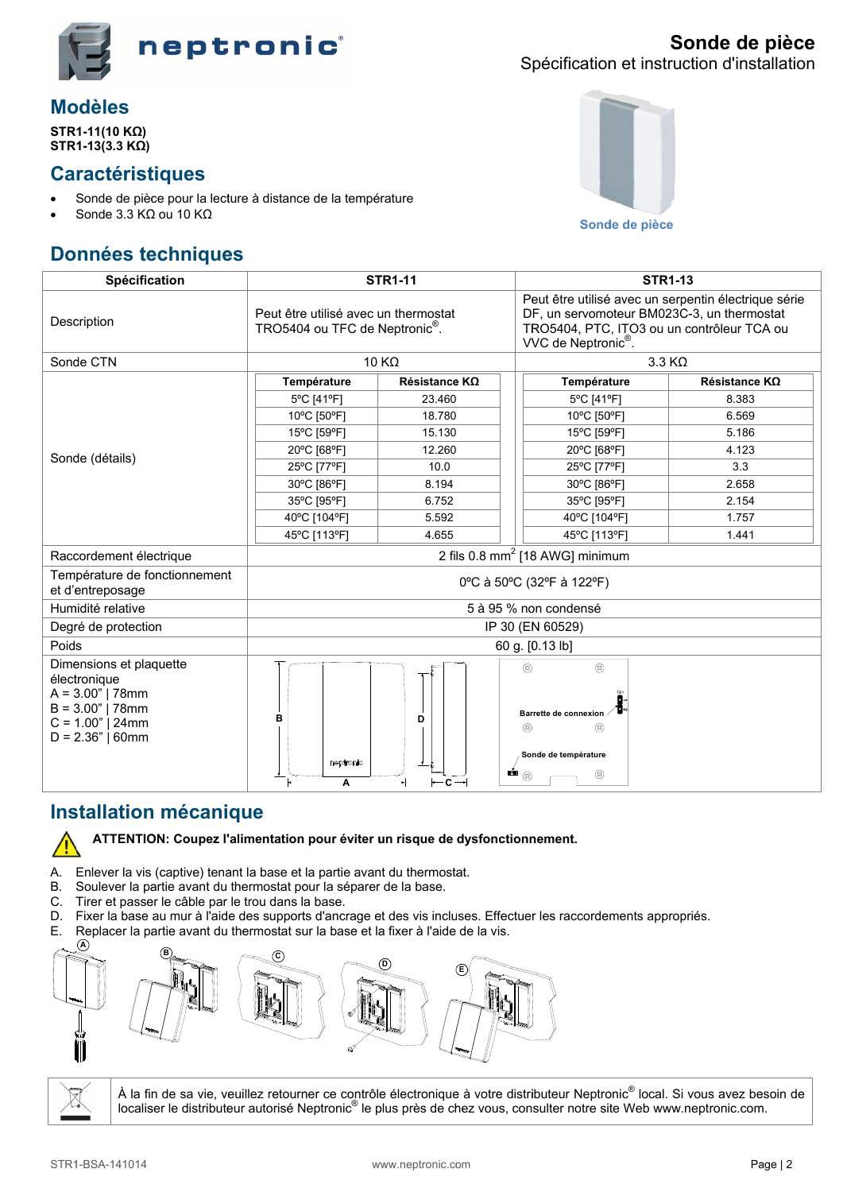# Sonde de pièce

Spécification et instruction d'installation

## Modèles

**STR1-11(10 KΩ)**
**STR1-13(3.3 KΩ)**

## Caractéristiques

- Sonde de pièce pour la lecture à distance de la température
- Sonde 3.3 KΩ ou 10 KΩ

Sonde de pièce

## Données techniques

| Spécification | STR1-11 | | STR1-13 | |
|---|---|---|---|---|
| Description | Peut être utilisé avec un thermostat TRO5404 ou TFC de Neptronic®. | | Peut être utilisé avec un serpentin électrique série DF, un servomoteur BM023C-3, un thermostat TRO5404, PTC, ITO3 ou un contrôleur TCA ou VVC de Neptronic®. | |
| Sonde CTN | 10 KΩ | | 3.3 KΩ | |
| Sonde (détails) | **Température** | **Résistance KΩ** | **Température** | **Résistance KΩ** |
| | 5ºC [41ºF] | 23.460 | 5ºC [41ºF] | 8.383 |
| | 10ºC [50ºF] | 18.780 | 10ºC [50ºF] | 6.569 |
| | 15ºC [59ºF] | 15.130 | 15ºC [59ºF] | 5.186 |
| | 20ºC [68ºF] | 12.260 | 20ºC [68ºF] | 4.123 |
| | 25ºC [77ºF] | 10.0 | 25ºC [77ºF] | 3.3 |
| | 30ºC [86ºF] | 8.194 | 30ºC [86ºF] | 2.658 |
| | 35ºC [95ºF] | 6.752 | 35ºC [95ºF] | 2.154 |
| | 40ºC [104ºF] | 5.592 | 40ºC [104ºF] | 1.757 |
| | 45ºC [113ºF] | 4.655 | 45ºC [113ºF] | 1.441 |
| Raccordement électrique | 2 fils 0.8 $mm^2$ [18 AWG] minimum | | | |
| Température de fonctionnement et d'entreposage | 0ºC à 50ºC (32ºF à 122ºF) | | | |
| Humidité relative | 5 à 95 % non condensé | | | |
| Degré de protection | IP 30 (EN 60529) | | | |
| Poids | 60 g. [0.13 lb] | | | |
| Dimensions et plaquette électronique<br>A = 3.00" \| 78mm<br>B = 3.00" \| 78mm<br>C = 1.00" \| 24mm<br>D = 2.36" \| 60mm | | | | |

A
B
C
D
Barrette de connexion
Sonde de température

## Installation mécanique

**ATTENTION: Coupez l'alimentation pour éviter un risque de dysfonctionnement.**

A. Enlever la vis (captive) tenant la base et la partie avant du thermostat.
B. Soulever la partie avant du thermostat pour la séparer de la base.
C. Tirer et passer le câble par le trou dans la base.
D. Fixer la base au mur à l'aide des supports d'ancrage et des vis incluses. Effectuer les raccordements appropriés.
E. Replacer la partie avant du thermostat sur la base et la fixer à l'aide de la vis.

À la fin de sa vie, veuillez retourner ce contrôle électronique à votre distributeur Neptronic® local. Si vous avez besoin de localiser le distributeur autorisé Neptronic® le plus près de chez vous, consulter notre site Web www.neptronic.com.

STR1-BSA-141014